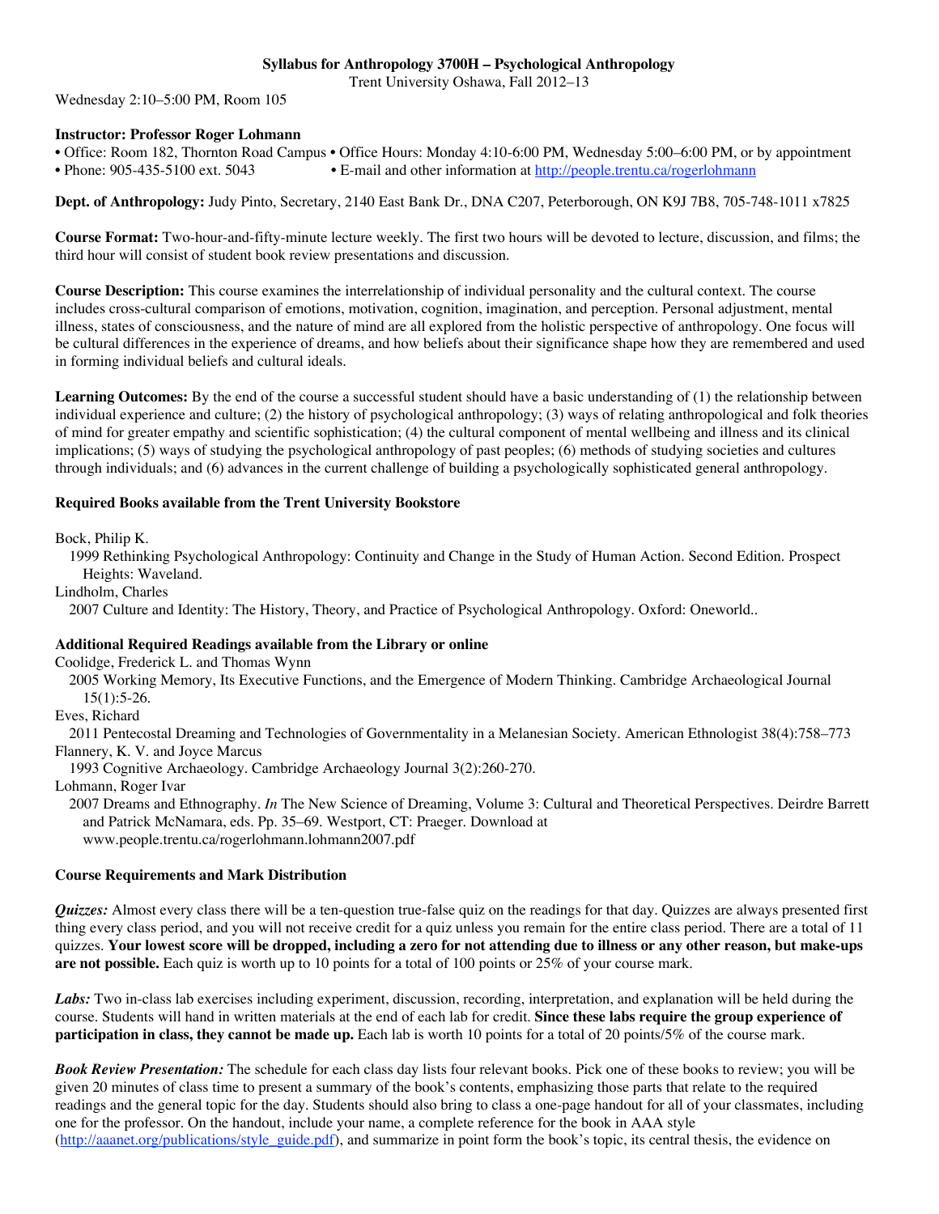**Syllabus for Anthropology 3700H – Psychological Anthropology**

Trent University Oshawa, Fall 2012–13

Wednesday 2:10–5:00 PM, Room 105

**Instructor: Professor Roger Lohmann**

• Office: Room 182, Thornton Road Campus • Office Hours: Monday 4:10-6:00 PM, Wednesday 5:00–6:00 PM, or by appointment
• Phone: 905-435-5100 ext. 5043 • E-mail and other information at http://people.trentu.ca/rogerlohmann

**Dept. of Anthropology:** Judy Pinto, Secretary, 2140 East Bank Dr., DNA C207, Peterborough, ON K9J 7B8, 705-748-1011 x7825

**Course Format:** Two-hour-and-fifty-minute lecture weekly. The first two hours will be devoted to lecture, discussion, and films; the third hour will consist of student book review presentations and discussion.

**Course Description:** This course examines the interrelationship of individual personality and the cultural context. The course includes cross-cultural comparison of emotions, motivation, cognition, imagination, and perception. Personal adjustment, mental illness, states of consciousness, and the nature of mind are all explored from the holistic perspective of anthropology. One focus will be cultural differences in the experience of dreams, and how beliefs about their significance shape how they are remembered and used in forming individual beliefs and cultural ideals.

**Learning Outcomes:** By the end of the course a successful student should have a basic understanding of (1) the relationship between individual experience and culture; (2) the history of psychological anthropology; (3) ways of relating anthropological and folk theories of mind for greater empathy and scientific sophistication; (4) the cultural component of mental wellbeing and illness and its clinical implications; (5) ways of studying the psychological anthropology of past peoples; (6) methods of studying societies and cultures through individuals; and (6) advances in the current challenge of building a psychologically sophisticated general anthropology.

**Required Books available from the Trent University Bookstore**

Bock, Philip K.
1999 Rethinking Psychological Anthropology: Continuity and Change in the Study of Human Action. Second Edition. Prospect Heights: Waveland.

Lindholm, Charles
2007 Culture and Identity: The History, Theory, and Practice of Psychological Anthropology. Oxford: Oneworld..

**Additional Required Readings available from the Library or online**

Coolidge, Frederick L. and Thomas Wynn
2005 Working Memory, Its Executive Functions, and the Emergence of Modern Thinking. Cambridge Archaeological Journal 15(1):5-26.

Eves, Richard
2011 Pentecostal Dreaming and Technologies of Governmentality in a Melanesian Society. American Ethnologist 38(4):758–773

Flannery, K. V. and Joyce Marcus
1993 Cognitive Archaeology. Cambridge Archaeology Journal 3(2):260-270.

Lohmann, Roger Ivar
2007 Dreams and Ethnography. *In* The New Science of Dreaming, Volume 3: Cultural and Theoretical Perspectives. Deirdre Barrett and Patrick McNamara, eds. Pp. 35–69. Westport, CT: Praeger. Download at www.people.trentu.ca/rogerlohmann.lohmann2007.pdf

**Course Requirements and Mark Distribution**

***Quizzes:*** Almost every class there will be a ten-question true-false quiz on the readings for that day. Quizzes are always presented first thing every class period, and you will not receive credit for a quiz unless you remain for the entire class period. There are a total of 11 quizzes. **Your lowest score will be dropped, including a zero for not attending due to illness or any other reason, but make-ups are not possible.** Each quiz is worth up to 10 points for a total of 100 points or 25% of your course mark.

***Labs:*** Two in-class lab exercises including experiment, discussion, recording, interpretation, and explanation will be held during the course. Students will hand in written materials at the end of each lab for credit. **Since these labs require the group experience of participation in class, they cannot be made up.** Each lab is worth 10 points for a total of 20 points/5% of the course mark.

***Book Review Presentation:*** The schedule for each class day lists four relevant books. Pick one of these books to review; you will be given 20 minutes of class time to present a summary of the book's contents, emphasizing those parts that relate to the required readings and the general topic for the day. Students should also bring to class a one-page handout for all of your classmates, including one for the professor. On the handout, include your name, a complete reference for the book in AAA style (http://aaanet.org/publications/style_guide.pdf), and summarize in point form the book's topic, its central thesis, the evidence on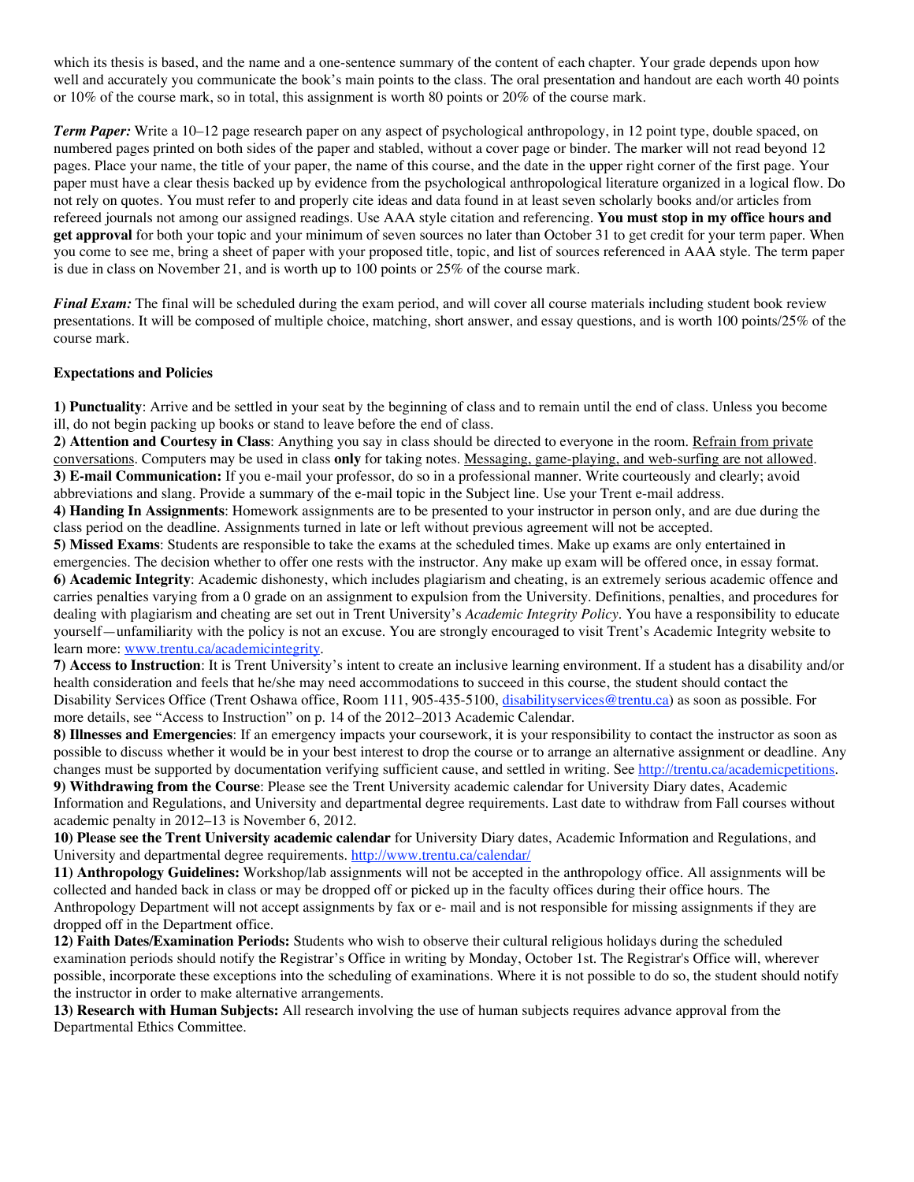which its thesis is based, and the name and a one-sentence summary of the content of each chapter. Your grade depends upon how well and accurately you communicate the book's main points to the class. The oral presentation and handout are each worth 40 points or 10% of the course mark, so in total, this assignment is worth 80 points or 20% of the course mark.

***Term Paper:*** Write a 10–12 page research paper on any aspect of psychological anthropology, in 12 point type, double spaced, on numbered pages printed on both sides of the paper and stabled, without a cover page or binder. The marker will not read beyond 12 pages. Place your name, the title of your paper, the name of this course, and the date in the upper right corner of the first page. Your paper must have a clear thesis backed up by evidence from the psychological anthropological literature organized in a logical flow. Do not rely on quotes. You must refer to and properly cite ideas and data found in at least seven scholarly books and/or articles from refereed journals not among our assigned readings. Use AAA style citation and referencing. **You must stop in my office hours and get approval** for both your topic and your minimum of seven sources no later than October 31 to get credit for your term paper. When you come to see me, bring a sheet of paper with your proposed title, topic, and list of sources referenced in AAA style. The term paper is due in class on November 21, and is worth up to 100 points or 25% of the course mark.

***Final Exam:*** The final will be scheduled during the exam period, and will cover all course materials including student book review presentations. It will be composed of multiple choice, matching, short answer, and essay questions, and is worth 100 points/25% of the course mark.

**Expectations and Policies**

**1) Punctuality**: Arrive and be settled in your seat by the beginning of class and to remain until the end of class. Unless you become ill, do not begin packing up books or stand to leave before the end of class.
**2) Attention and Courtesy in Class**: Anything you say in class should be directed to everyone in the room. Refrain from private conversations. Computers may be used in class **only** for taking notes. Messaging, game-playing, and web-surfing are not allowed.
**3) E-mail Communication:** If you e-mail your professor, do so in a professional manner. Write courteously and clearly; avoid abbreviations and slang. Provide a summary of the e-mail topic in the Subject line. Use your Trent e-mail address.
**4) Handing In Assignments**: Homework assignments are to be presented to your instructor in person only, and are due during the class period on the deadline. Assignments turned in late or left without previous agreement will not be accepted.
**5) Missed Exams**: Students are responsible to take the exams at the scheduled times. Make up exams are only entertained in emergencies. The decision whether to offer one rests with the instructor. Any make up exam will be offered once, in essay format.
**6) Academic Integrity**: Academic dishonesty, which includes plagiarism and cheating, is an extremely serious academic offence and carries penalties varying from a 0 grade on an assignment to expulsion from the University. Definitions, penalties, and procedures for dealing with plagiarism and cheating are set out in Trent University's *Academic Integrity Policy.* You have a responsibility to educate yourself—unfamiliarity with the policy is not an excuse. You are strongly encouraged to visit Trent's Academic Integrity website to learn more: www.trentu.ca/academicintegrity.
**7) Access to Instruction**: It is Trent University's intent to create an inclusive learning environment. If a student has a disability and/or health consideration and feels that he/she may need accommodations to succeed in this course, the student should contact the Disability Services Office (Trent Oshawa office, Room 111, 905-435-5100, disabilityservices@trentu.ca) as soon as possible. For more details, see "Access to Instruction" on p. 14 of the 2012–2013 Academic Calendar.
**8) Illnesses and Emergencies**: If an emergency impacts your coursework, it is your responsibility to contact the instructor as soon as possible to discuss whether it would be in your best interest to drop the course or to arrange an alternative assignment or deadline. Any changes must be supported by documentation verifying sufficient cause, and settled in writing. See http://trentu.ca/academicpetitions.
**9) Withdrawing from the Course**: Please see the Trent University academic calendar for University Diary dates, Academic Information and Regulations, and University and departmental degree requirements. Last date to withdraw from Fall courses without academic penalty in 2012–13 is November 6, 2012.
**10) Please see the Trent University academic calendar** for University Diary dates, Academic Information and Regulations, and University and departmental degree requirements. http://www.trentu.ca/calendar/
**11) Anthropology Guidelines:** Workshop/lab assignments will not be accepted in the anthropology office. All assignments will be collected and handed back in class or may be dropped off or picked up in the faculty offices during their office hours. The Anthropology Department will not accept assignments by fax or e- mail and is not responsible for missing assignments if they are dropped off in the Department office.
**12) Faith Dates/Examination Periods:** Students who wish to observe their cultural religious holidays during the scheduled examination periods should notify the Registrar's Office in writing by Monday, October 1st. The Registrar's Office will, wherever possible, incorporate these exceptions into the scheduling of examinations. Where it is not possible to do so, the student should notify the instructor in order to make alternative arrangements.
**13) Research with Human Subjects:** All research involving the use of human subjects requires advance approval from the Departmental Ethics Committee.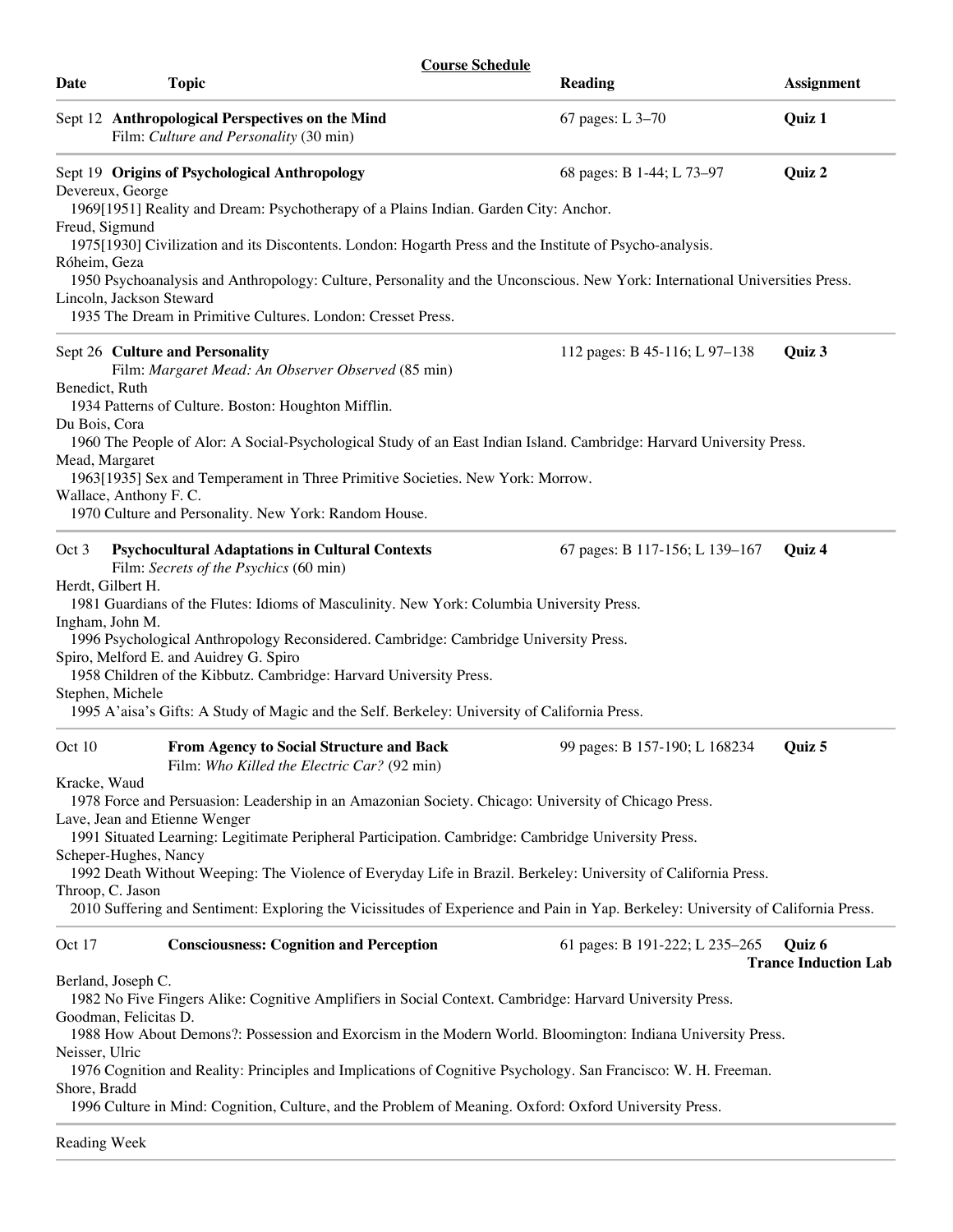## Course Schedule

| Date | Topic | Reading | Assignment |
|---|---|---|---|
| Sept 12 | **Anthropological Perspectives on the Mind**<br>Film: *Culture and Personality* (30 min) | 67 pages: L 3–70 | **Quiz 1** |

| Date | Topic | Reading | Assignment |
|---|---|---|---|
| Sept 19 | **Origins of Psychological Anthropology** | 68 pages: B 1-44; L 73–97 | **Quiz 2** |

Devereux, George
1969[1951] Reality and Dream: Psychotherapy of a Plains Indian. Garden City: Anchor.

Freud, Sigmund
1975[1930] Civilization and its Discontents. London: Hogarth Press and the Institute of Psycho-analysis.

Róheim, Geza
1950 Psychoanalysis and Anthropology: Culture, Personality and the Unconscious. New York: International Universities Press.

Lincoln, Jackson Steward
1935 The Dream in Primitive Cultures. London: Cresset Press.

| Date | Topic | Reading | Assignment |
|---|---|---|---|
| Sept 26 | **Culture and Personality**<br>Film: *Margaret Mead: An Observer Observed* (85 min) | 112 pages: B 45-116; L 97–138 | **Quiz 3** |

Benedict, Ruth
1934 Patterns of Culture. Boston: Houghton Mifflin.

Du Bois, Cora
1960 The People of Alor: A Social-Psychological Study of an East Indian Island. Cambridge: Harvard University Press.

Mead, Margaret
1963[1935] Sex and Temperament in Three Primitive Societies. New York: Morrow.

Wallace, Anthony F. C.
1970 Culture and Personality. New York: Random House.

| Date | Topic | Reading | Assignment |
|---|---|---|---|
| Oct 3 | **Psychocultural Adaptations in Cultural Contexts**<br>Film: *Secrets of the Psychics* (60 min) | 67 pages: B 117-156; L 139–167 | **Quiz 4** |

Herdt, Gilbert H.
1981 Guardians of the Flutes: Idioms of Masculinity. New York: Columbia University Press.

Ingham, John M.
1996 Psychological Anthropology Reconsidered. Cambridge: Cambridge University Press.

Spiro, Melford E. and Auidrey G. Spiro
1958 Children of the Kibbutz. Cambridge: Harvard University Press.

Stephen, Michele
1995 A'aisa's Gifts: A Study of Magic and the Self. Berkeley: University of California Press.

| Date | Topic | Reading | Assignment |
|---|---|---|---|
| Oct 10 | **From Agency to Social Structure and Back**<br>Film: *Who Killed the Electric Car?* (92 min) | 99 pages: B 157-190; L 168234 | **Quiz 5** |

Kracke, Waud
1978 Force and Persuasion: Leadership in an Amazonian Society. Chicago: University of Chicago Press.

Lave, Jean and Etienne Wenger
1991 Situated Learning: Legitimate Peripheral Participation. Cambridge: Cambridge University Press.

Scheper-Hughes, Nancy
1992 Death Without Weeping: The Violence of Everyday Life in Brazil. Berkeley: University of California Press.

Throop, C. Jason
2010 Suffering and Sentiment: Exploring the Vicissitudes of Experience and Pain in Yap. Berkeley: University of California Press.

| Date | Topic | Reading | Assignment |
|---|---|---|---|
| Oct 17 | **Consciousness: Cognition and Perception** | 61 pages: B 191-222; L 235–265 | **Quiz 6**<br>**Trance Induction Lab** |

Berland, Joseph C.
1982 No Five Fingers Alike: Cognitive Amplifiers in Social Context. Cambridge: Harvard University Press.

Goodman, Felicitas D.
1988 How About Demons?: Possession and Exorcism in the Modern World. Bloomington: Indiana University Press.

Neisser, Ulric
1976 Cognition and Reality: Principles and Implications of Cognitive Psychology. San Francisco: W. H. Freeman.

Shore, Bradd
1996 Culture in Mind: Cognition, Culture, and the Problem of Meaning. Oxford: Oxford University Press.

Reading Week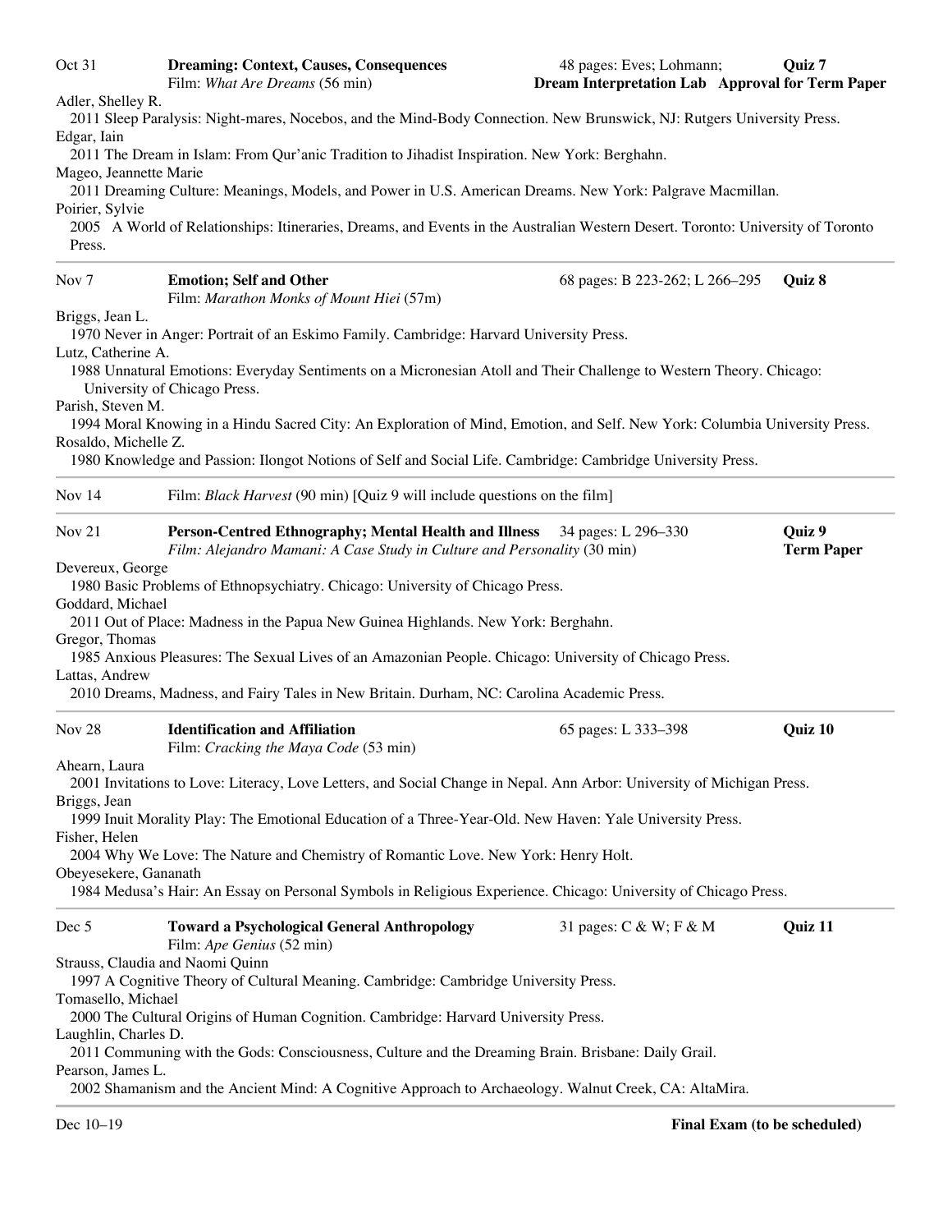Oct 31 **Dreaming: Context, Causes, Consequences** 48 pages: Eves; Lohmann; **Quiz 7**
Film: *What Are Dreams* (56 min) **Dream Interpretation Lab** **Approval for Term Paper**

Adler, Shelley R.
2011 Sleep Paralysis: Night-mares, Nocebos, and the Mind-Body Connection. New Brunswick, NJ: Rutgers University Press.
Edgar, Iain
2011 The Dream in Islam: From Qur'anic Tradition to Jihadist Inspiration. New York: Berghahn.
Mageo, Jeannette Marie
2011 Dreaming Culture: Meanings, Models, and Power in U.S. American Dreams. New York: Palgrave Macmillan.
Poirier, Sylvie
2005 A World of Relationships: Itineraries, Dreams, and Events in the Australian Western Desert. Toronto: University of Toronto Press.

---

Nov 7 **Emotion; Self and Other** 68 pages: B 223-262; L 266–295 **Quiz 8**
Film: *Marathon Monks of Mount Hiei* (57m)

Briggs, Jean L.
1970 Never in Anger: Portrait of an Eskimo Family. Cambridge: Harvard University Press.
Lutz, Catherine A.
1988 Unnatural Emotions: Everyday Sentiments on a Micronesian Atoll and Their Challenge to Western Theory. Chicago: University of Chicago Press.
Parish, Steven M.
1994 Moral Knowing in a Hindu Sacred City: An Exploration of Mind, Emotion, and Self. New York: Columbia University Press.
Rosaldo, Michelle Z.
1980 Knowledge and Passion: Ilongot Notions of Self and Social Life. Cambridge: Cambridge University Press.

---

Nov 14 Film: *Black Harvest* (90 min) [Quiz 9 will include questions on the film]

---

Nov 21 **Person-Centred Ethnography; Mental Health and Illness** 34 pages: L 296–330 **Quiz 9**
*Film: Alejandro Mamani: A Case Study in Culture and Personality* (30 min) **Term Paper**

Devereux, George
1980 Basic Problems of Ethnopsychiatry. Chicago: University of Chicago Press.
Goddard, Michael
2011 Out of Place: Madness in the Papua New Guinea Highlands. New York: Berghahn.
Gregor, Thomas
1985 Anxious Pleasures: The Sexual Lives of an Amazonian People. Chicago: University of Chicago Press.
Lattas, Andrew
2010 Dreams, Madness, and Fairy Tales in New Britain. Durham, NC: Carolina Academic Press.

---

Nov 28 **Identification and Affiliation** 65 pages: L 333–398 **Quiz 10**
Film: *Cracking the Maya Code* (53 min)

Ahearn, Laura
2001 Invitations to Love: Literacy, Love Letters, and Social Change in Nepal. Ann Arbor: University of Michigan Press.
Briggs, Jean
1999 Inuit Morality Play: The Emotional Education of a Three-Year-Old. New Haven: Yale University Press.
Fisher, Helen
2004 Why We Love: The Nature and Chemistry of Romantic Love. New York: Henry Holt.
Obeyesekere, Gananath
1984 Medusa's Hair: An Essay on Personal Symbols in Religious Experience. Chicago: University of Chicago Press.

---

Dec 5 **Toward a Psychological General Anthropology** 31 pages: C & W; F & M **Quiz 11**
Film: *Ape Genius* (52 min)

Strauss, Claudia and Naomi Quinn
1997 A Cognitive Theory of Cultural Meaning. Cambridge: Cambridge University Press.
Tomasello, Michael
2000 The Cultural Origins of Human Cognition. Cambridge: Harvard University Press.
Laughlin, Charles D.
2011 Communing with the Gods: Consciousness, Culture and the Dreaming Brain. Brisbane: Daily Grail.
Pearson, James L.
2002 Shamanism and the Ancient Mind: A Cognitive Approach to Archaeology. Walnut Creek, CA: AltaMira.

---

Dec 10–19 **Final Exam (to be scheduled)**